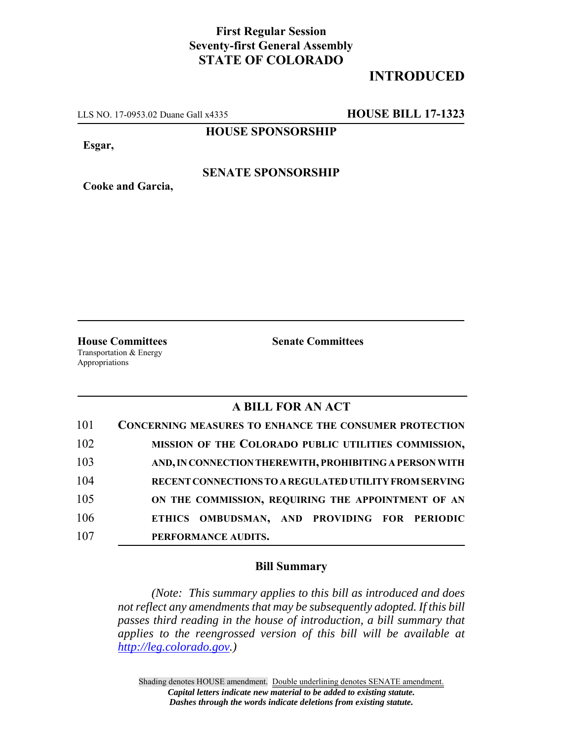**First Regular Session**
**Seventy-first General Assembly**
**STATE OF COLORADO**

# INTRODUCED

LLS NO. 17-0953.02 Duane Gall x4335 **HOUSE BILL 17-1323**

**HOUSE SPONSORSHIP**

**Esgar,**

**SENATE SPONSORSHIP**

**Cooke and Garcia,**

**House Committees**
Transportation & Energy
Appropriations

**Senate Committees**

## A BILL FOR AN ACT

101 **CONCERNING MEASURES TO ENHANCE THE CONSUMER PROTECTION**
102 **MISSION OF THE COLORADO PUBLIC UTILITIES COMMISSION,**
103 **AND, IN CONNECTION THEREWITH, PROHIBITING A PERSON WITH**
104 **RECENT CONNECTIONS TO A REGULATED UTILITY FROM SERVING**
105 **ON THE COMMISSION, REQUIRING THE APPOINTMENT OF AN**
106 **ETHICS OMBUDSMAN, AND PROVIDING FOR PERIODIC**
107 **PERFORMANCE AUDITS.**

### Bill Summary

*(Note: This summary applies to this bill as introduced and does not reflect any amendments that may be subsequently adopted. If this bill passes third reading in the house of introduction, a bill summary that applies to the reengrossed version of this bill will be available at http://leg.colorado.gov.)*

Shading denotes HOUSE amendment. Double underlining denotes SENATE amendment.
***Capital letters indicate new material to be added to existing statute.***
***Dashes through the words indicate deletions from existing statute.***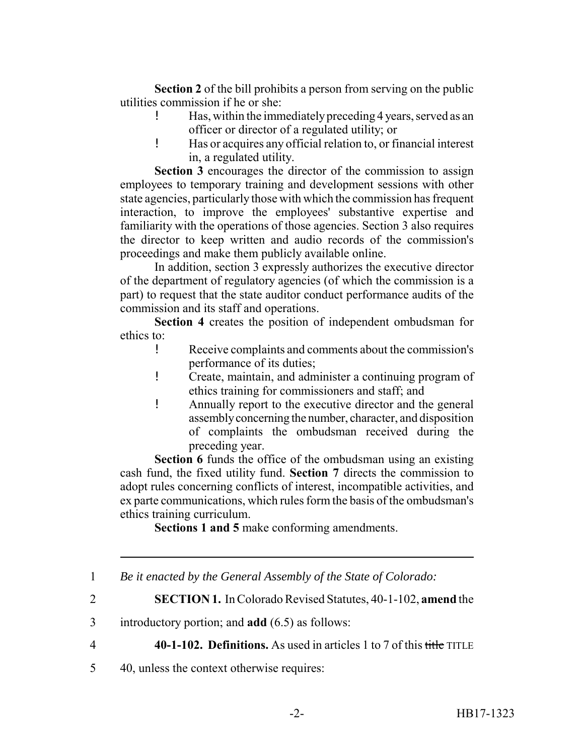**Section 2** of the bill prohibits a person from serving on the public utilities commission if he or she:

- Has, within the immediately preceding 4 years, served as an officer or director of a regulated utility; or
- Has or acquires any official relation to, or financial interest in, a regulated utility.

**Section 3** encourages the director of the commission to assign employees to temporary training and development sessions with other state agencies, particularly those with which the commission has frequent interaction, to improve the employees' substantive expertise and familiarity with the operations of those agencies. Section 3 also requires the director to keep written and audio records of the commission's proceedings and make them publicly available online.

In addition, section 3 expressly authorizes the executive director of the department of regulatory agencies (of which the commission is a part) to request that the state auditor conduct performance audits of the commission and its staff and operations.

**Section 4** creates the position of independent ombudsman for ethics to:

- Receive complaints and comments about the commission's performance of its duties;
- Create, maintain, and administer a continuing program of ethics training for commissioners and staff; and
- Annually report to the executive director and the general assembly concerning the number, character, and disposition of complaints the ombudsman received during the preceding year.

**Section 6** funds the office of the ombudsman using an existing cash fund, the fixed utility fund. **Section 7** directs the commission to adopt rules concerning conflicts of interest, incompatible activities, and ex parte communications, which rules form the basis of the ombudsman's ethics training curriculum.

**Sections 1 and 5** make conforming amendments.

---

1 *Be it enacted by the General Assembly of the State of Colorado:*

2 **SECTION 1.** In Colorado Revised Statutes, 40-1-102, **amend** the

3 introductory portion; and **add** (6.5) as follows:

4 **40-1-102. Definitions.** As used in articles 1 to 7 of this ~~title~~ TITLE

5 40, unless the context otherwise requires: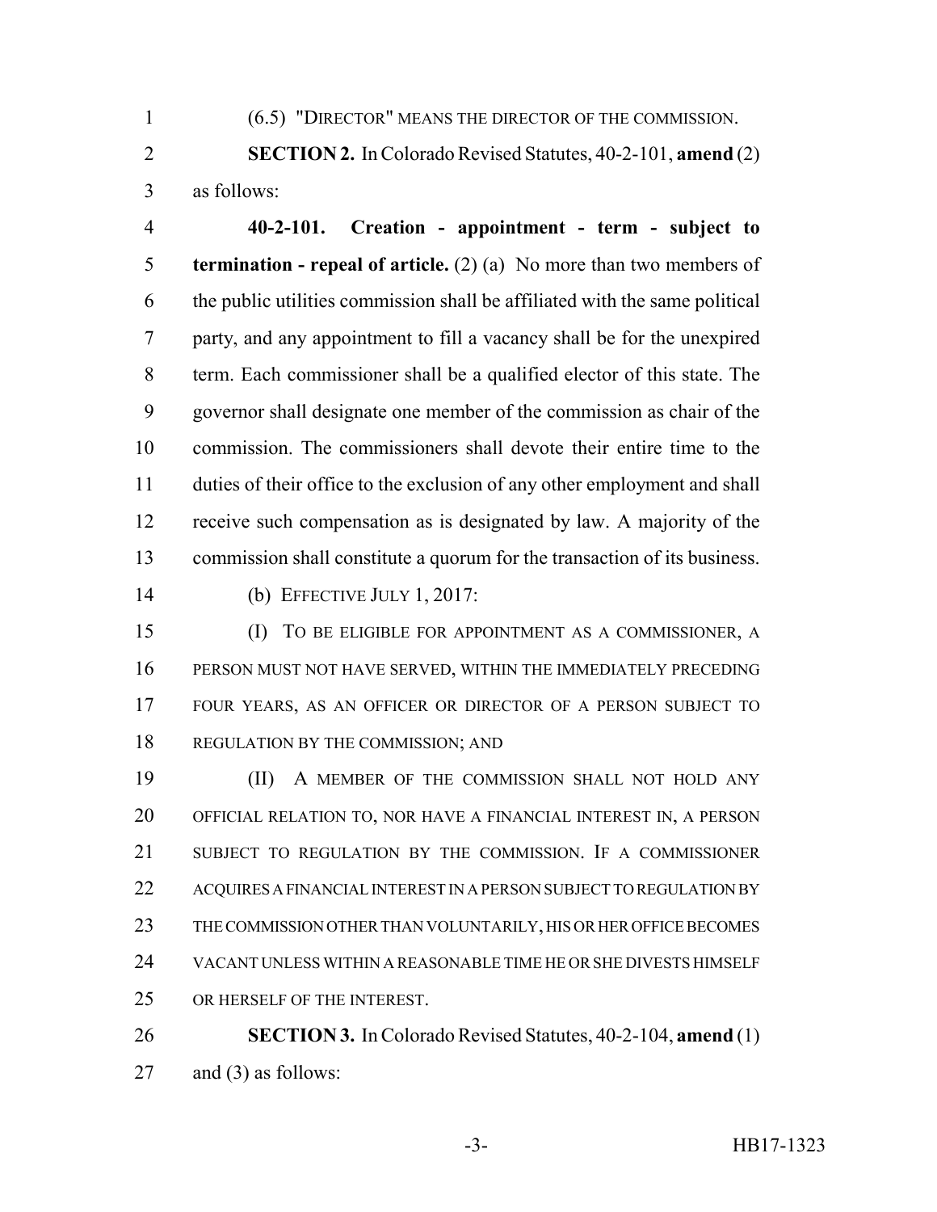(6.5) "DIRECTOR" MEANS THE DIRECTOR OF THE COMMISSION.

**SECTION 2.** In Colorado Revised Statutes, 40-2-101, **amend** (2) as follows:

**40-2-101. Creation - appointment - term - subject to termination - repeal of article.** (2) (a) No more than two members of the public utilities commission shall be affiliated with the same political party, and any appointment to fill a vacancy shall be for the unexpired term. Each commissioner shall be a qualified elector of this state. The governor shall designate one member of the commission as chair of the commission. The commissioners shall devote their entire time to the duties of their office to the exclusion of any other employment and shall receive such compensation as is designated by law. A majority of the commission shall constitute a quorum for the transaction of its business.

(b) EFFECTIVE JULY 1, 2017:

(I) TO BE ELIGIBLE FOR APPOINTMENT AS A COMMISSIONER, A PERSON MUST NOT HAVE SERVED, WITHIN THE IMMEDIATELY PRECEDING FOUR YEARS, AS AN OFFICER OR DIRECTOR OF A PERSON SUBJECT TO REGULATION BY THE COMMISSION; AND

(II) A MEMBER OF THE COMMISSION SHALL NOT HOLD ANY OFFICIAL RELATION TO, NOR HAVE A FINANCIAL INTEREST IN, A PERSON SUBJECT TO REGULATION BY THE COMMISSION. IF A COMMISSIONER ACQUIRES A FINANCIAL INTEREST IN A PERSON SUBJECT TO REGULATION BY THE COMMISSION OTHER THAN VOLUNTARILY, HIS OR HER OFFICE BECOMES VACANT UNLESS WITHIN A REASONABLE TIME HE OR SHE DIVESTS HIMSELF OR HERSELF OF THE INTEREST.

**SECTION 3.** In Colorado Revised Statutes, 40-2-104, **amend** (1) and (3) as follows: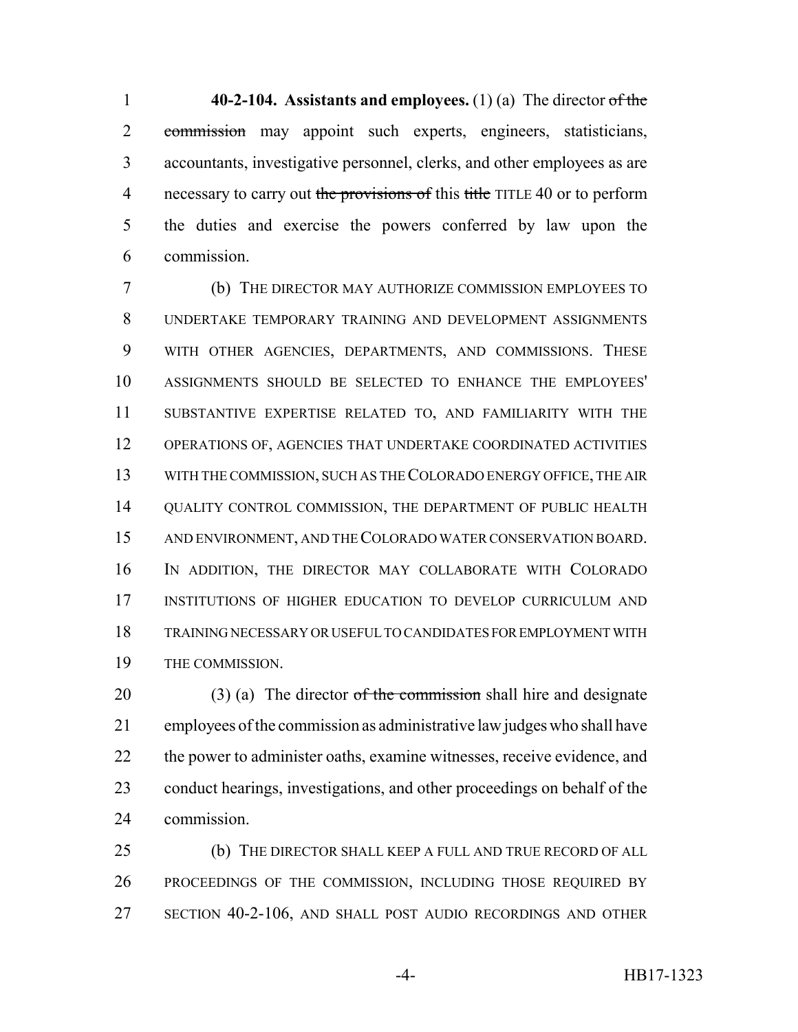**40-2-104. Assistants and employees.** (1) (a) The director ~~of the commission~~ may appoint such experts, engineers, statisticians, accountants, investigative personnel, clerks, and other employees as are necessary to carry out ~~the provisions of~~ this ~~title~~ TITLE 40 or to perform the duties and exercise the powers conferred by law upon the commission.

(b) THE DIRECTOR MAY AUTHORIZE COMMISSION EMPLOYEES TO UNDERTAKE TEMPORARY TRAINING AND DEVELOPMENT ASSIGNMENTS WITH OTHER AGENCIES, DEPARTMENTS, AND COMMISSIONS. THESE ASSIGNMENTS SHOULD BE SELECTED TO ENHANCE THE EMPLOYEES' SUBSTANTIVE EXPERTISE RELATED TO, AND FAMILIARITY WITH THE OPERATIONS OF, AGENCIES THAT UNDERTAKE COORDINATED ACTIVITIES WITH THE COMMISSION, SUCH AS THE COLORADO ENERGY OFFICE, THE AIR QUALITY CONTROL COMMISSION, THE DEPARTMENT OF PUBLIC HEALTH AND ENVIRONMENT, AND THE COLORADO WATER CONSERVATION BOARD. IN ADDITION, THE DIRECTOR MAY COLLABORATE WITH COLORADO INSTITUTIONS OF HIGHER EDUCATION TO DEVELOP CURRICULUM AND TRAINING NECESSARY OR USEFUL TO CANDIDATES FOR EMPLOYMENT WITH THE COMMISSION.

(3) (a) The director ~~of the commission~~ shall hire and designate employees of the commission as administrative law judges who shall have the power to administer oaths, examine witnesses, receive evidence, and conduct hearings, investigations, and other proceedings on behalf of the commission.

(b) THE DIRECTOR SHALL KEEP A FULL AND TRUE RECORD OF ALL PROCEEDINGS OF THE COMMISSION, INCLUDING THOSE REQUIRED BY SECTION 40-2-106, AND SHALL POST AUDIO RECORDINGS AND OTHER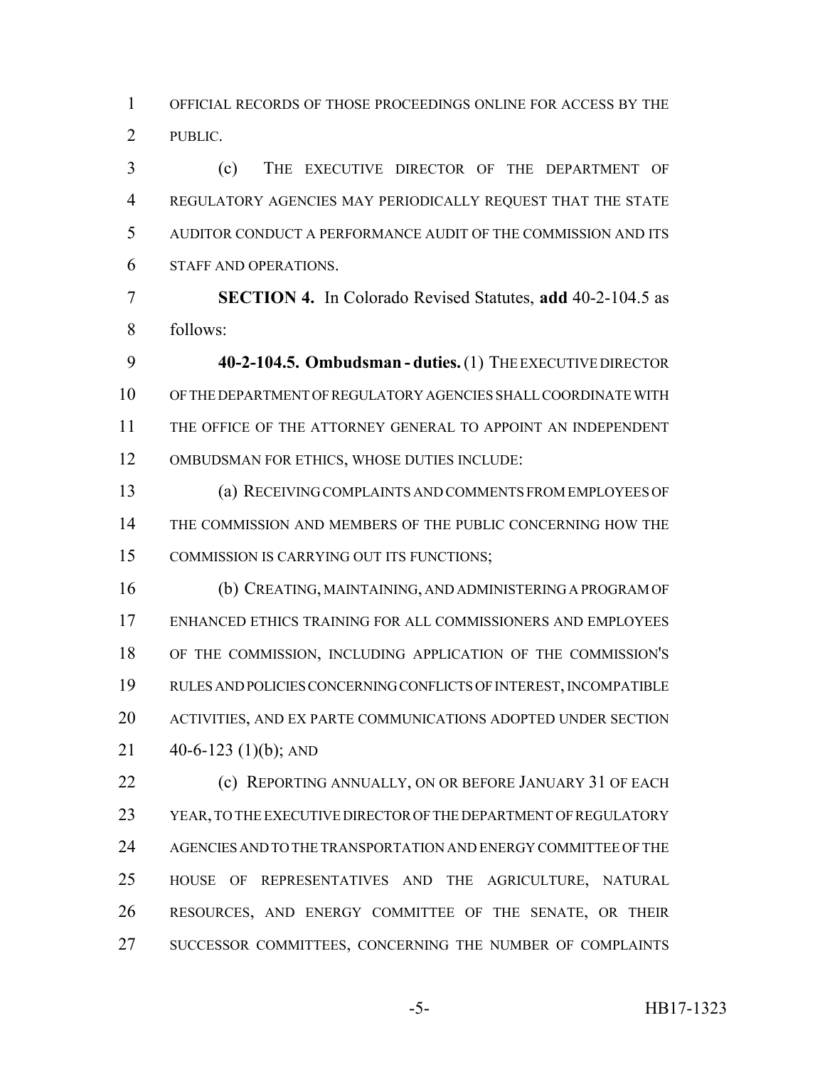OFFICIAL RECORDS OF THOSE PROCEEDINGS ONLINE FOR ACCESS BY THE PUBLIC.

(c) THE EXECUTIVE DIRECTOR OF THE DEPARTMENT OF REGULATORY AGENCIES MAY PERIODICALLY REQUEST THAT THE STATE AUDITOR CONDUCT A PERFORMANCE AUDIT OF THE COMMISSION AND ITS STAFF AND OPERATIONS.

**SECTION 4.** In Colorado Revised Statutes, **add** 40-2-104.5 as follows:

**40-2-104.5. Ombudsman - duties.** (1) THE EXECUTIVE DIRECTOR OF THE DEPARTMENT OF REGULATORY AGENCIES SHALL COORDINATE WITH THE OFFICE OF THE ATTORNEY GENERAL TO APPOINT AN INDEPENDENT OMBUDSMAN FOR ETHICS, WHOSE DUTIES INCLUDE:

(a) RECEIVING COMPLAINTS AND COMMENTS FROM EMPLOYEES OF THE COMMISSION AND MEMBERS OF THE PUBLIC CONCERNING HOW THE COMMISSION IS CARRYING OUT ITS FUNCTIONS;

(b) CREATING, MAINTAINING, AND ADMINISTERING A PROGRAM OF ENHANCED ETHICS TRAINING FOR ALL COMMISSIONERS AND EMPLOYEES OF THE COMMISSION, INCLUDING APPLICATION OF THE COMMISSION'S RULES AND POLICIES CONCERNING CONFLICTS OF INTEREST, INCOMPATIBLE ACTIVITIES, AND EX PARTE COMMUNICATIONS ADOPTED UNDER SECTION 40-6-123 (1)(b); AND

(c) REPORTING ANNUALLY, ON OR BEFORE JANUARY 31 OF EACH YEAR, TO THE EXECUTIVE DIRECTOR OF THE DEPARTMENT OF REGULATORY AGENCIES AND TO THE TRANSPORTATION AND ENERGY COMMITTEE OF THE HOUSE OF REPRESENTATIVES AND THE AGRICULTURE, NATURAL RESOURCES, AND ENERGY COMMITTEE OF THE SENATE, OR THEIR SUCCESSOR COMMITTEES, CONCERNING THE NUMBER OF COMPLAINTS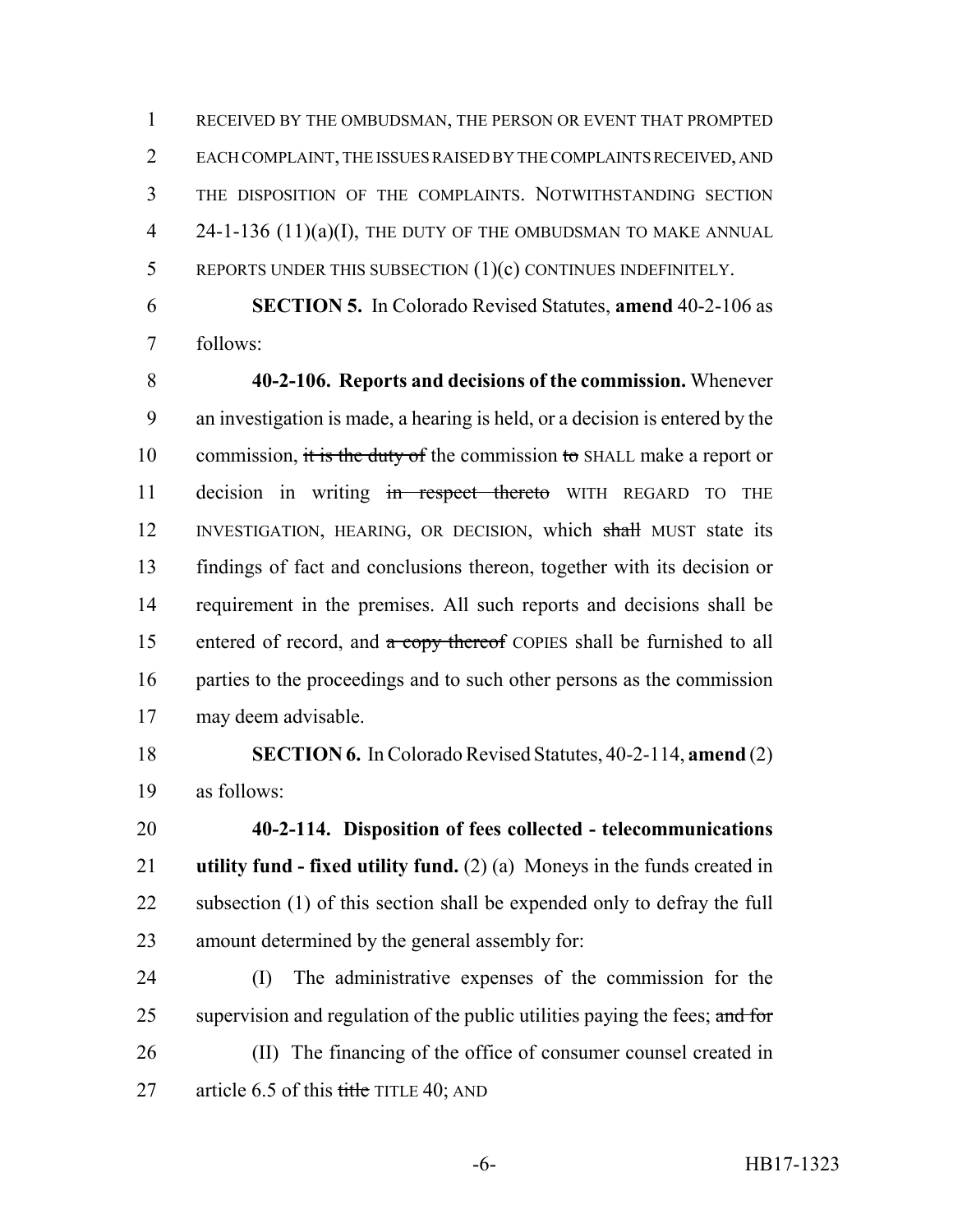RECEIVED BY THE OMBUDSMAN, THE PERSON OR EVENT THAT PROMPTED EACH COMPLAINT, THE ISSUES RAISED BY THE COMPLAINTS RECEIVED, AND THE DISPOSITION OF THE COMPLAINTS. NOTWITHSTANDING SECTION 24-1-136 (11)(a)(I), THE DUTY OF THE OMBUDSMAN TO MAKE ANNUAL REPORTS UNDER THIS SUBSECTION (1)(c) CONTINUES INDEFINITELY.

**SECTION 5.** In Colorado Revised Statutes, **amend** 40-2-106 as follows:

**40-2-106. Reports and decisions of the commission.** Whenever an investigation is made, a hearing is held, or a decision is entered by the commission, ~~it is the duty of~~ the commission ~~to~~ SHALL make a report or decision in writing ~~in respect thereto~~ WITH REGARD TO THE INVESTIGATION, HEARING, OR DECISION, which ~~shall~~ MUST state its findings of fact and conclusions thereon, together with its decision or requirement in the premises. All such reports and decisions shall be entered of record, and ~~a copy thereof~~ COPIES shall be furnished to all parties to the proceedings and to such other persons as the commission may deem advisable.

**SECTION 6.** In Colorado Revised Statutes, 40-2-114, **amend** (2) as follows:

**40-2-114. Disposition of fees collected - telecommunications utility fund - fixed utility fund.** (2) (a) Moneys in the funds created in subsection (1) of this section shall be expended only to defray the full amount determined by the general assembly for:

(I) The administrative expenses of the commission for the supervision and regulation of the public utilities paying the fees; ~~and for~~

(II) The financing of the office of consumer counsel created in article 6.5 of this ~~title~~ TITLE 40; AND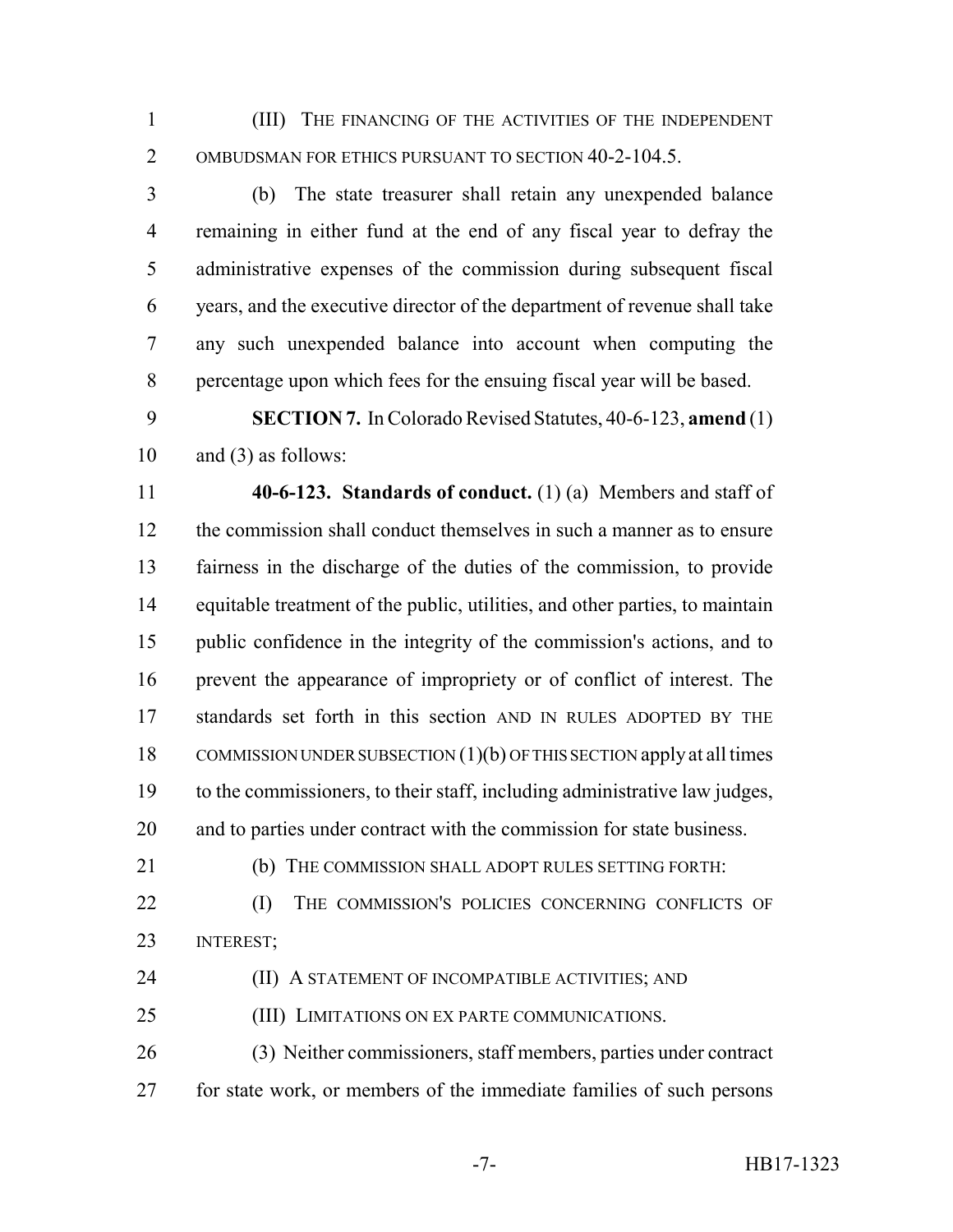(III) THE FINANCING OF THE ACTIVITIES OF THE INDEPENDENT OMBUDSMAN FOR ETHICS PURSUANT TO SECTION 40-2-104.5.

(b) The state treasurer shall retain any unexpended balance remaining in either fund at the end of any fiscal year to defray the administrative expenses of the commission during subsequent fiscal years, and the executive director of the department of revenue shall take any such unexpended balance into account when computing the percentage upon which fees for the ensuing fiscal year will be based.

**SECTION 7.** In Colorado Revised Statutes, 40-6-123, **amend** (1) and (3) as follows:

**40-6-123. Standards of conduct.** (1) (a) Members and staff of the commission shall conduct themselves in such a manner as to ensure fairness in the discharge of the duties of the commission, to provide equitable treatment of the public, utilities, and other parties, to maintain public confidence in the integrity of the commission's actions, and to prevent the appearance of impropriety or of conflict of interest. The standards set forth in this section AND IN RULES ADOPTED BY THE COMMISSION UNDER SUBSECTION (1)(b) OF THIS SECTION apply at all times to the commissioners, to their staff, including administrative law judges, and to parties under contract with the commission for state business.

(b) THE COMMISSION SHALL ADOPT RULES SETTING FORTH:

(I) THE COMMISSION'S POLICIES CONCERNING CONFLICTS OF INTEREST;

(II) A STATEMENT OF INCOMPATIBLE ACTIVITIES; AND

(III) LIMITATIONS ON EX PARTE COMMUNICATIONS.

(3) Neither commissioners, staff members, parties under contract for state work, or members of the immediate families of such persons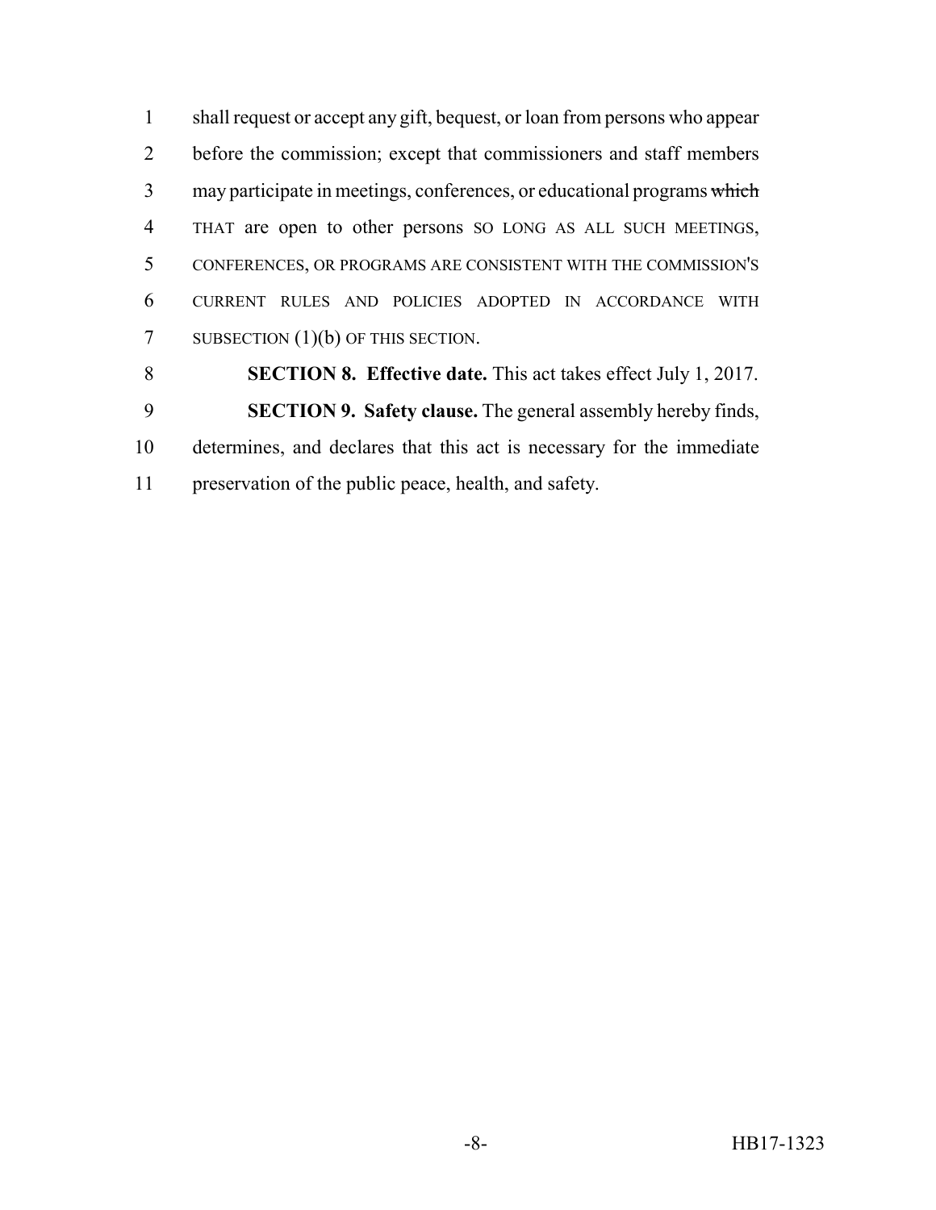shall request or accept any gift, bequest, or loan from persons who appear before the commission; except that commissioners and staff members may participate in meetings, conferences, or educational programs ~~which~~ THAT are open to other persons SO LONG AS ALL SUCH MEETINGS, CONFERENCES, OR PROGRAMS ARE CONSISTENT WITH THE COMMISSION'S CURRENT RULES AND POLICIES ADOPTED IN ACCORDANCE WITH SUBSECTION (1)(b) OF THIS SECTION.

**SECTION 8. Effective date.** This act takes effect July 1, 2017.

**SECTION 9. Safety clause.** The general assembly hereby finds, determines, and declares that this act is necessary for the immediate preservation of the public peace, health, and safety.